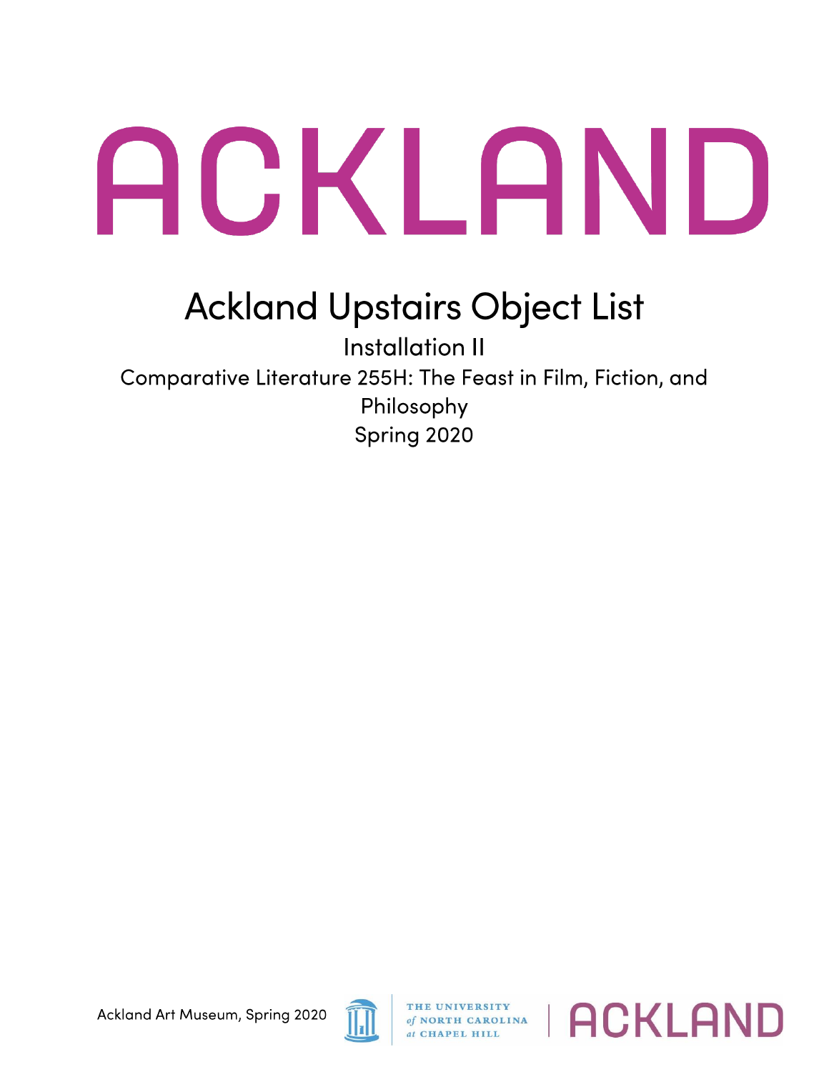# ACKLAND

## Ackland Upstairs Object List

Installation II

Comparative Literature 255H: The Feast in Film, Fiction, and Philosophy

Spring 2020

Ackland Art Museum, Spring 2020

THE UNIVERSITY of NORTH CAROLINA at CHAPEL HILL | ACKLAND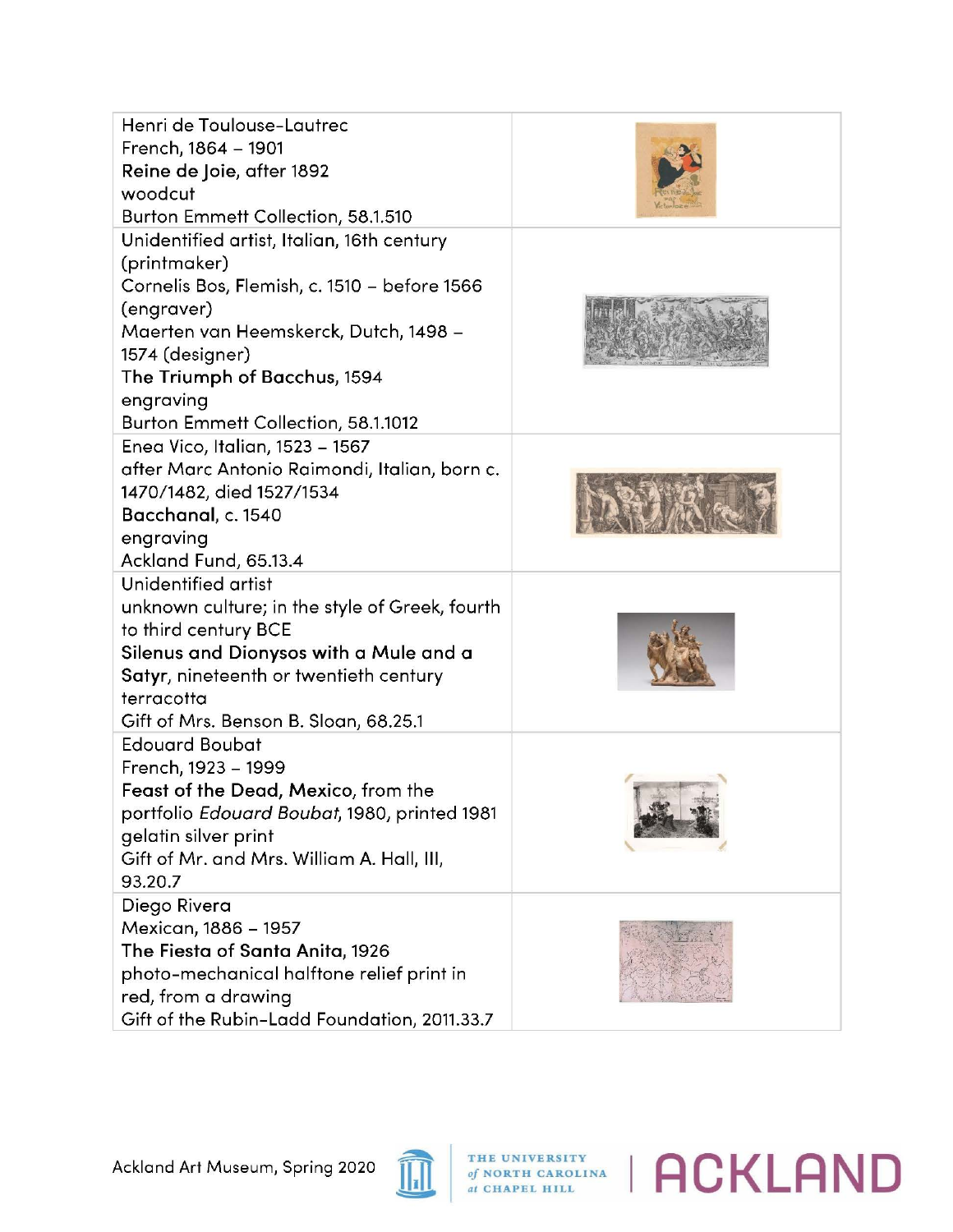| | |
|---|---|
| Henri de Toulouse-Lautrec<br>French, 1864 – 1901<br>**Reine de Joie**, after 1892<br>woodcut<br>Burton Emmett Collection, 58.1.510 | |
| Unidentified artist, Italian, 16th century (printmaker)<br>Cornelis Bos, Flemish, c. 1510 – before 1566 (engraver)<br>Maerten van Heemskerck, Dutch, 1498 – 1574 (designer)<br>**The Triumph of Bacchus**, 1594<br>engraving<br>Burton Emmett Collection, 58.1.1012 | |
| Enea Vico, Italian, 1523 – 1567<br>after Marc Antonio Raimondi, Italian, born c. 1470/1482, died 1527/1534<br>**Bacchanal**, c. 1540<br>engraving<br>Ackland Fund, 65.13.4 | |
| Unidentified artist<br>unknown culture; in the style of Greek, fourth to third century BCE<br>**Silenus and Dionysos with a Mule and a Satyr**, nineteenth or twentieth century<br>terracotta<br>Gift of Mrs. Benson B. Sloan, 68.25.1 | |
| Edouard Boubat<br>French, 1923 – 1999<br>**Feast of the Dead, Mexico**, from the portfolio *Edouard Boubat*, 1980, printed 1981<br>gelatin silver print<br>Gift of Mr. and Mrs. William A. Hall, III, 93.20.7 | |
| Diego Rivera<br>Mexican, 1886 – 1957<br>**The Fiesta of Santa Anita**, 1926<br>photo-mechanical halftone relief print in red, from a drawing<br>Gift of the Rubin-Ladd Foundation, 2011.33.7 | |

Ackland Art Museum, Spring 2020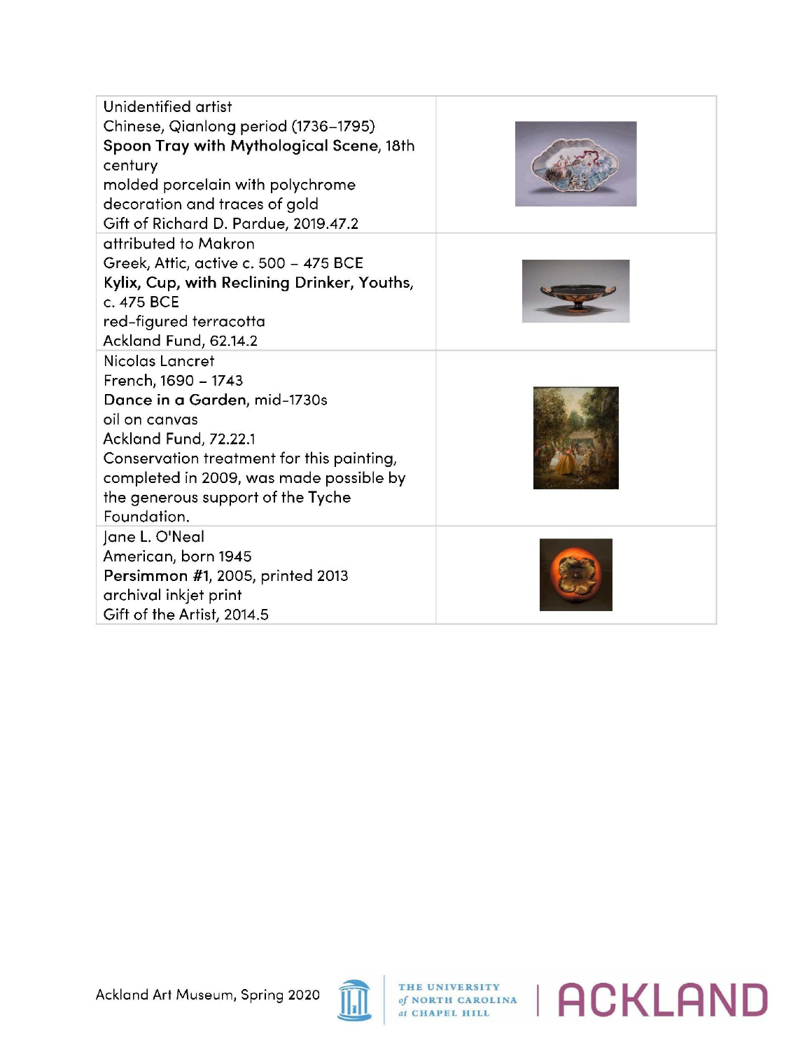| | |
|---|---|
| Unidentified artist<br>Chinese, Qianlong period (1736–1795)<br>**Spoon Tray with Mythological Scene**, 18th century<br>molded porcelain with polychrome decoration and traces of gold<br>Gift of Richard D. Pardue, 2019.47.2 | |
| attributed to Makron<br>Greek, Attic, active c. 500 – 475 BCE<br>**Kylix, Cup, with Reclining Drinker, Youths,** c. 475 BCE<br>red-figured terracotta<br>Ackland Fund, 62.14.2 | |
| Nicolas Lancret<br>French, 1690 – 1743<br>**Dance in a Garden**, mid-1730s<br>oil on canvas<br>Ackland Fund, 72.22.1<br>Conservation treatment for this painting, completed in 2009, was made possible by the generous support of the Tyche Foundation. | |
| Jane L. O'Neal<br>American, born 1945<br>**Persimmon #1**, 2005, printed 2013<br>archival inkjet print<br>Gift of the Artist, 2014.5 | |